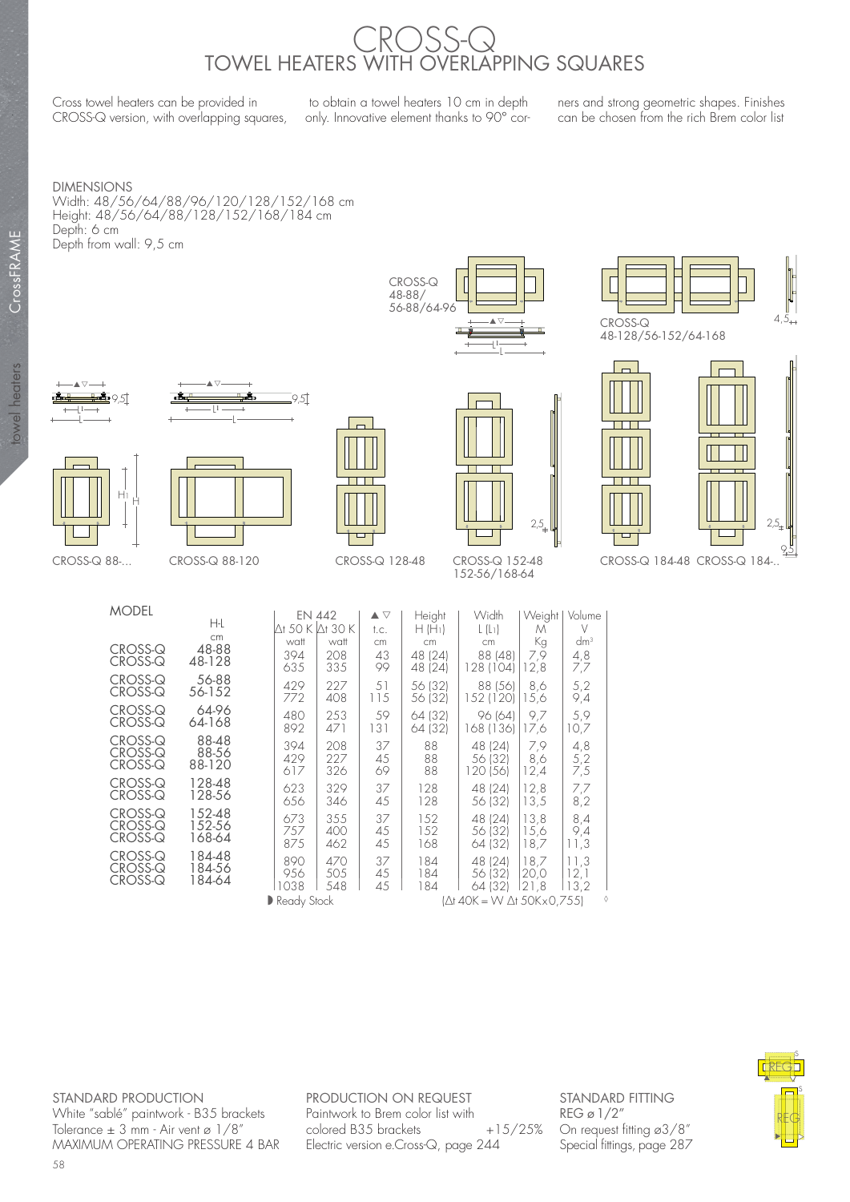# CROSS-Q

## TOWEL HEATERS WITH OVERLAPPING SQUARES

Cross towel heaters can be provided in CROSS-Q version, with overlapping squares, to obtain a towel heaters 10 cm in depth only. Innovative element thanks to 90° corners and strong geometric shapes. Finishes can be chosen from the rich Brem color list

DIMENSIONS
Width: 48/56/64/88/96/120/128/152/168 cm
Height: 48/56/64/88/128/152/168/184 cm
Depth: 6 cm
Depth from wall: 9,5 cm

CROSS-Q 48-88/ 56-88/64-96

CROSS-Q 48-128/56-152/64-168

CROSS-Q 88-...  CROSS-Q 88-120  CROSS-Q 128-48  CROSS-Q 152-48 152-56/168-64  CROSS-Q 184-48  CROSS-Q 184-..

| MODEL | H-L cm | EN 442 Δt 50 K watt | EN 442 Δt 30 K watt | ▲▽ t.c. cm | Height H (H1) cm | Width L (L1) cm | Weight M Kg | Volume V dm³ |
|---|---|---|---|---|---|---|---|---|
| CROSS-Q | 48-88 | 394 | 208 | 43 | 48 (24) | 88 (48) | 7,9 | 4,8 |
| CROSS-Q | 48-128 | 635 | 335 | 99 | 48 (24) | 128 (104) | 12,8 | 7,7 |
| CROSS-Q | 56-88 | 429 | 227 | 51 | 56 (32) | 88 (56) | 8,6 | 5,2 |
| CROSS-Q | 56-152 | 772 | 408 | 115 | 56 (32) | 152 (120) | 15,6 | 9,4 |
| CROSS-Q | 64-96 | 480 | 253 | 59 | 64 (32) | 96 (64) | 9,7 | 5,9 |
| CROSS-Q | 64-168 | 892 | 471 | 131 | 64 (32) | 168 (136) | 17,6 | 10,7 |
| CROSS-Q | 88-48 | 394 | 208 | 37 | 88 | 48 (24) | 7,9 | 4,8 |
| CROSS-Q | 88-56 | 429 | 227 | 45 | 88 | 56 (32) | 8,6 | 5,2 |
| CROSS-Q | 88-120 | 617 | 326 | 69 | 88 | 120 (56) | 12,4 | 7,5 |
| CROSS-Q | 128-48 | 623 | 329 | 37 | 128 | 48 (24) | 12,8 | 7,7 |
| CROSS-Q | 128-56 | 656 | 346 | 45 | 128 | 56 (32) | 13,5 | 8,2 |
| CROSS-Q | 152-48 | 673 | 355 | 37 | 152 | 48 (24) | 13,8 | 8,4 |
| CROSS-Q | 152-56 | 757 | 400 | 45 | 152 | 56 (32) | 15,6 | 9,4 |
| CROSS-Q | 168-64 | 875 | 462 | 45 | 168 | 64 (32) | 18,7 | 11,3 |
| CROSS-Q | 184-48 | 890 | 470 | 37 | 184 | 48 (24) | 18,7 | 11,3 |
| CROSS-Q | 184-56 | 956 | 505 | 45 | 184 | 56 (32) | 20,0 | 12,1 |
| CROSS-Q | 184-64 | 1038 | 548 | 45 | 184 | 64 (32) | 21,8 | 13,2 |

◗ Ready Stock  (Δt 40K = W Δt 50K×0,755)

**STANDARD PRODUCTION**
White "sablé" paintwork - B35 brackets
Tolerance ± 3 mm - Air vent ø 1/8"
MAXIMUM OPERATING PRESSURE 4 BAR

**PRODUCTION ON REQUEST**
Paintwork to Brem color list with colored B35 brackets +15/25%
Electric version e.Cross-Q, page 244

**STANDARD FITTING**
REG ø 1/2"
On request fitting ø3/8"
Special fittings, page 287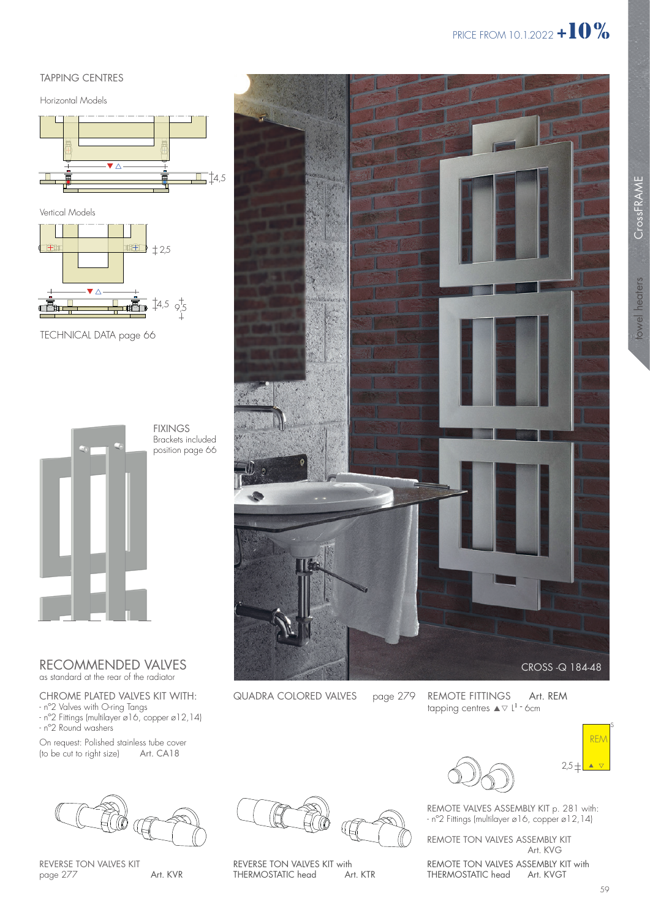PRICE FROM 10.1.2022 **+10%**

## TAPPING CENTRES

Horizontal Models

4,5

Vertical Models

2,5

4,5 9,5

TECHNICAL DATA page 66

FIXINGS
Brackets included
position page 66

CROSS -Q 184-48

## RECOMMENDED VALVES

as standard at the rear of the radiator

CHROME PLATED VALVES KIT WITH:
- n°2 Valves with O-ring Tangs
- n°2 Fittings (multilayer ø16, copper ø12,14)
- n°2 Round washers

On request: Polished stainless tube cover
(to be cut to right size) Art. CA18

REVERSE TON VALVES KIT
page 277 Art. KVR

QUADRA COLORED VALVES page 279

REVERSE TON VALVES KIT with
THERMOSTATIC head Art. KTR

REMOTE FITTINGS Art. REM
tapping centres ▲▽ L[1] - 6cm

REM

2,5

REMOTE VALVES ASSEMBLY KIT p. 281 with:
- n°2 Fittings (multilayer ø16, copper ø12,14)

REMOTE TON VALVES ASSEMBLY KIT
Art. KVG

REMOTE TON VALVES ASSEMBLY KIT with
THERMOSTATIC head Art. KVGT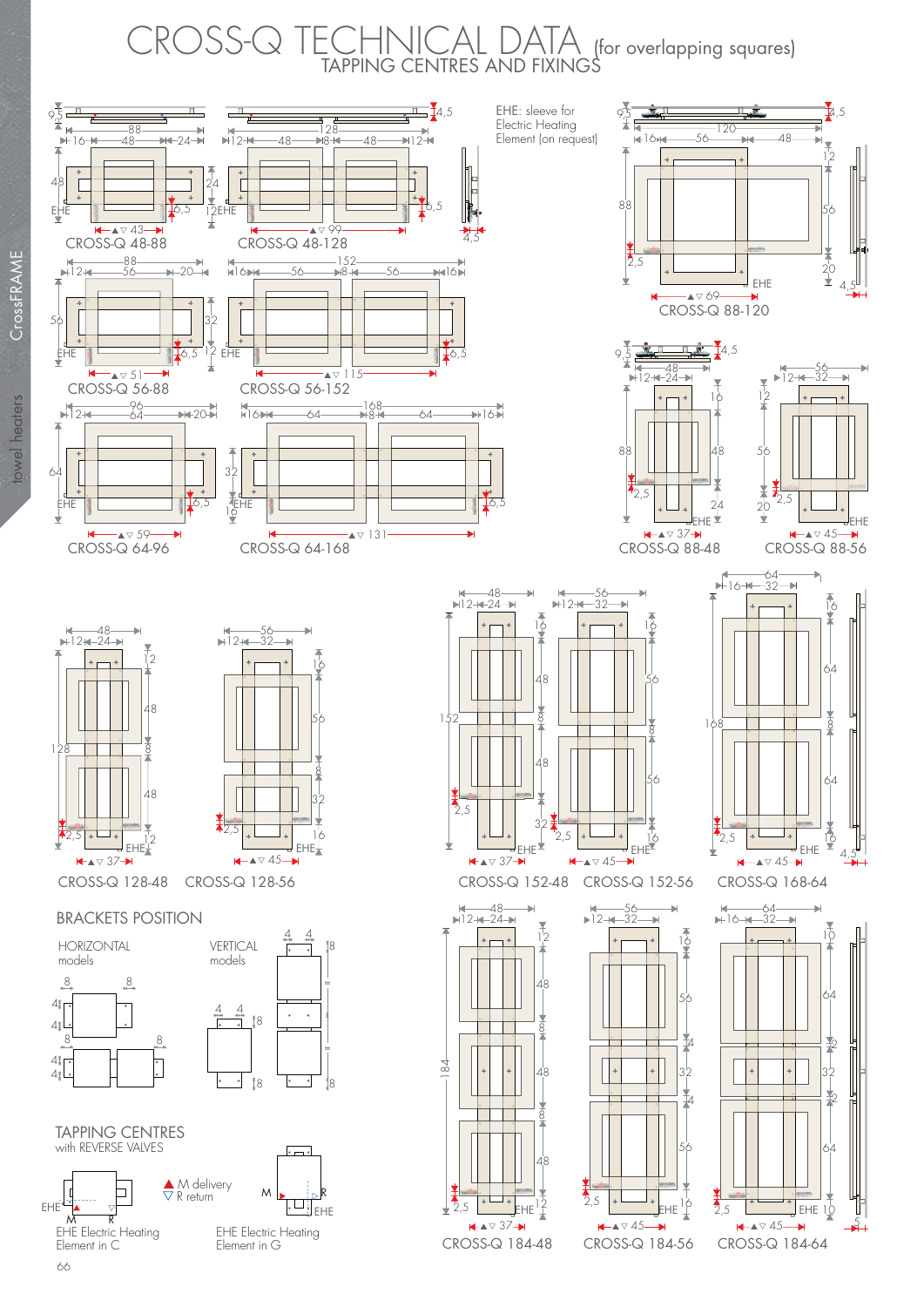# CROSS-Q TECHNICAL DATA (for overlapping squares)

## TAPPING CENTRES AND FIXINGS

EHE: sleeve for Electric Heating Element (on request)

CROSS-Q 48-88

CROSS-Q 48-128

CROSS-Q 88-120

CROSS-Q 56-88

CROSS-Q 56-152

CROSS-Q 64-96

CROSS-Q 64-168

CROSS-Q 88-48

CROSS-Q 88-56

CROSS-Q 128-48

CROSS-Q 128-56

CROSS-Q 152-48

CROSS-Q 152-56

CROSS-Q 168-64

## BRACKETS POSITION

HORIZONTAL models

VERTICAL models

## TAPPING CENTRES

with REVERSE VALVES

▲ M delivery
▽ R return

EHE Electric Heating Element in C

EHE Electric Heating Element in G

CROSS-Q 184-48

CROSS-Q 184-56

CROSS-Q 184-64